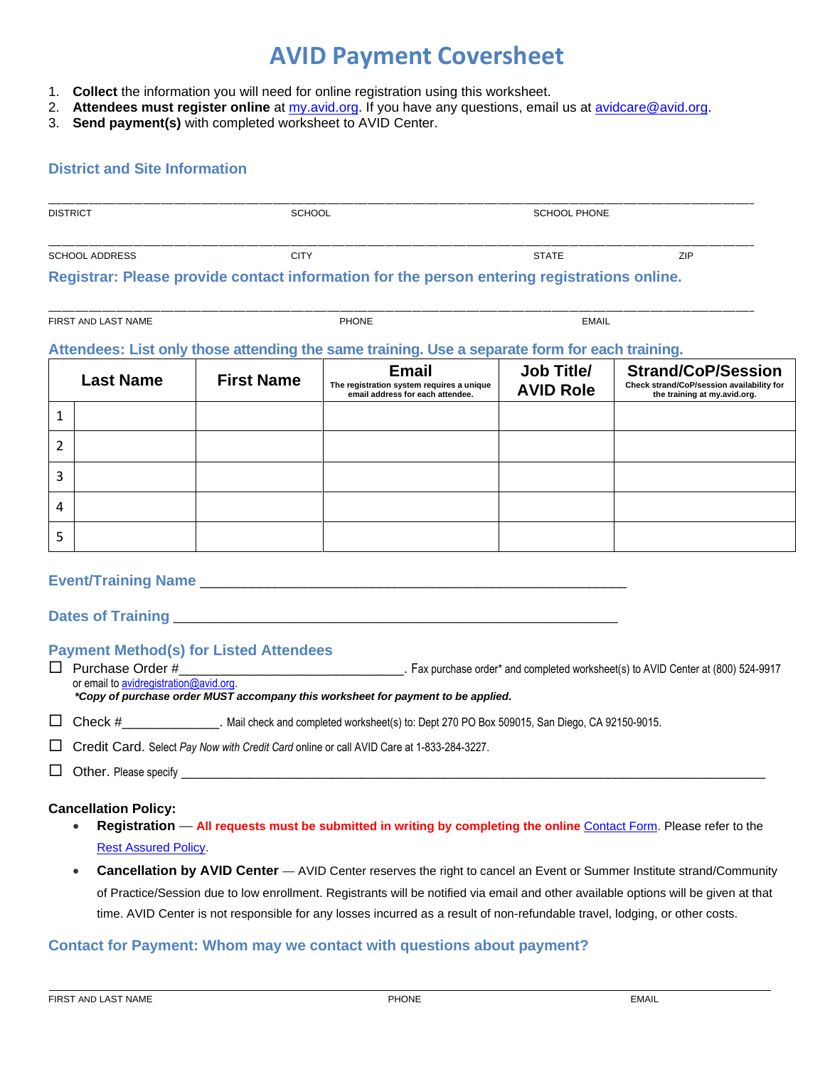# AVID Payment Coversheet

1. **Collect** the information you will need for online registration using this worksheet.
2. **Attendees must register online** at my.avid.org. If you have any questions, email us at avidcare@avid.org.
3. **Send payment(s)** with completed worksheet to AVID Center.

## District and Site Information

_______________________________________________________________________________

DISTRICT SCHOOL SCHOOL PHONE

_______________________________________________________________________________

SCHOOL ADDRESS CITY STATE ZIP

## Registrar: Please provide contact information for the person entering registrations online.

_______________________________________________________________________________

FIRST AND LAST NAME PHONE EMAIL

## Attendees: List only those attending the same training. Use a separate form for each training.

| | Last Name | First Name | Email<br>The registration system requires a unique email address for each attendee. | Job Title/ AVID Role | Strand/CoP/Session<br>Check strand/CoP/session availability for the training at my.avid.org. |
|---|---|---|---|---|---|
| 1 | | | | | |
| 2 | | | | | |
| 3 | | | | | |
| 4 | | | | | |
| 5 | | | | | |

**Event/Training Name** _______________________________________________

**Dates of Training** _______________________________________________

## Payment Method(s) for Listed Attendees

☐ Purchase Order #______________________________. Fax purchase order* and completed worksheet(s) to AVID Center at (800) 524-9917 or email to avidregistration@avid.org.
***Copy of purchase order MUST accompany this worksheet for payment to be applied.***

☐ Check #_____________. Mail check and completed worksheet(s) to: Dept 270 PO Box 509015, San Diego, CA 92150-9015.

☐ Credit Card. Select *Pay Now with Credit Card* online or call AVID Care at 1-833-284-3227.

☐ Other. Please specify _______________________________________________

**Cancellation Policy:**

- **Registration** — **All requests must be submitted in writing by completing the online** Contact Form. Please refer to the Rest Assured Policy.
- **Cancellation by AVID Center** — AVID Center reserves the right to cancel an Event or Summer Institute strand/Community of Practice/Session due to low enrollment. Registrants will be notified via email and other available options will be given at that time. AVID Center is not responsible for any losses incurred as a result of non-refundable travel, lodging, or other costs.

## Contact for Payment: Whom may we contact with questions about payment?

_______________________________________________________________________________

FIRST AND LAST NAME PHONE EMAIL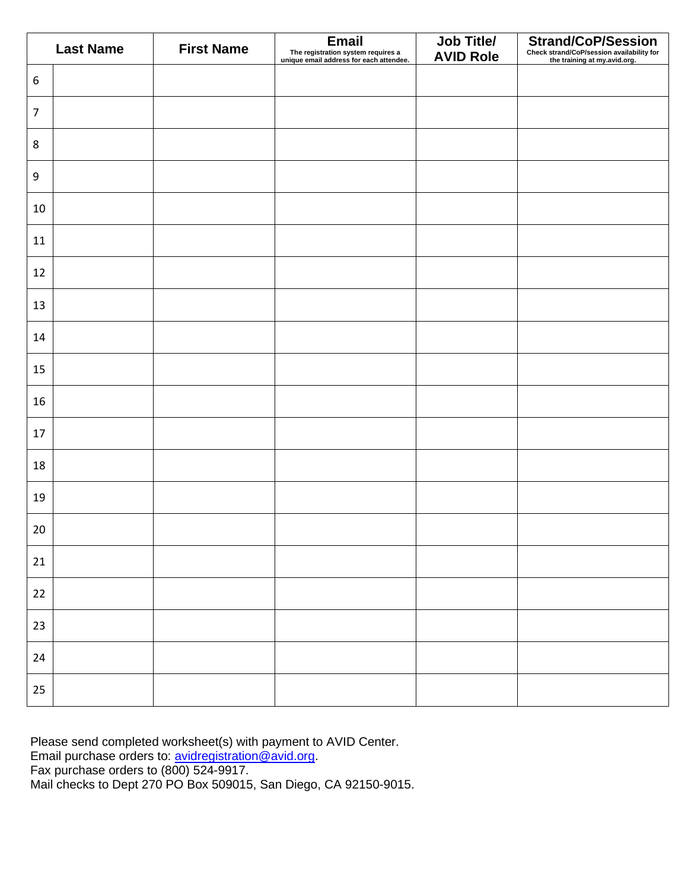| Last Name | | First Name | Email<br>The registration system requires a unique email address for each attendee. | Job Title/ AVID Role | Strand/CoP/Session<br>Check strand/CoP/session availability for the training at my.avid.org. |
|---|---|---|---|---|---|
| 6 | | | | | |
| 7 | | | | | |
| 8 | | | | | |
| 9 | | | | | |
| 10 | | | | | |
| 11 | | | | | |
| 12 | | | | | |
| 13 | | | | | |
| 14 | | | | | |
| 15 | | | | | |
| 16 | | | | | |
| 17 | | | | | |
| 18 | | | | | |
| 19 | | | | | |
| 20 | | | | | |
| 21 | | | | | |
| 22 | | | | | |
| 23 | | | | | |
| 24 | | | | | |
| 25 | | | | | |

Please send completed worksheet(s) with payment to AVID Center.
Email purchase orders to: avidregistration@avid.org.
Fax purchase orders to (800) 524-9917.
Mail checks to Dept 270 PO Box 509015, San Diego, CA 92150-9015.